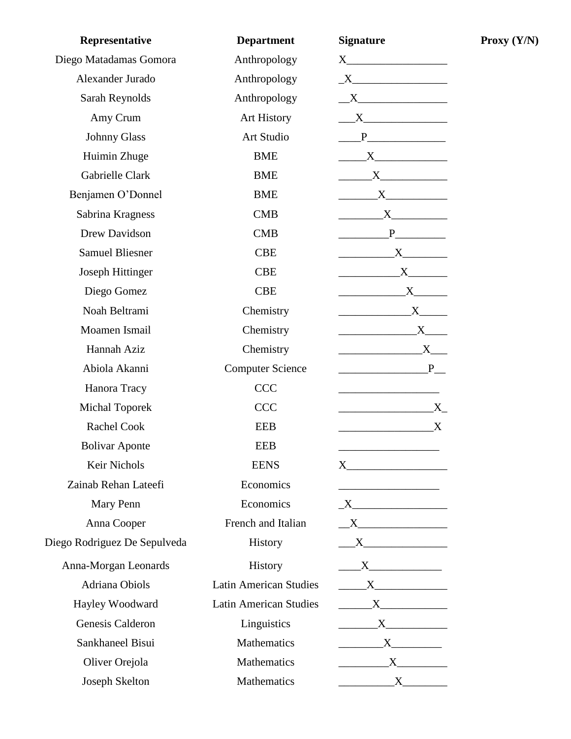| Representative | Department | Signature | Proxy (Y/N) |
|---|---|---|---|
| Diego Matadamas Gomora | Anthropology | X | |
| Alexander Jurado | Anthropology | X | |
| Sarah Reynolds | Anthropology | X | |
| Amy Crum | Art History | X | |
| Johnny Glass | Art Studio | P | |
| Huimin Zhuge | BME | X | |
| Gabrielle Clark | BME | X | |
| Benjamen O’Donnel | BME | X | |
| Sabrina Kragness | CMB | X | |
| Drew Davidson | CMB | P | |
| Samuel Bliesner | CBE | X | |
| Joseph Hittinger | CBE | X | |
| Diego Gomez | CBE | X | |
| Noah Beltrami | Chemistry | X | |
| Moamen Ismail | Chemistry | X | |
| Hannah Aziz | Chemistry | X | |
| Abiola Akanni | Computer Science | P | |
| Hanora Tracy | CCC | | |
| Michal Toporek | CCC | X | |
| Rachel Cook | EEB | X | |
| Bolivar Aponte | EEB | | |
| Keir Nichols | EENS | X | |
| Zainab Rehan Lateefi | Economics | | |
| Mary Penn | Economics | X | |
| Anna Cooper | French and Italian | X | |
| Diego Rodriguez De Sepulveda | History | X | |
| Anna-Morgan Leonards | History | X | |
| Adriana Obiols | Latin American Studies | X | |
| Hayley Woodward | Latin American Studies | X | |
| Genesis Calderon | Linguistics | X | |
| Sankhaneel Bisui | Mathematics | X | |
| Oliver Orejola | Mathematics | X | |
| Joseph Skelton | Mathematics | X | |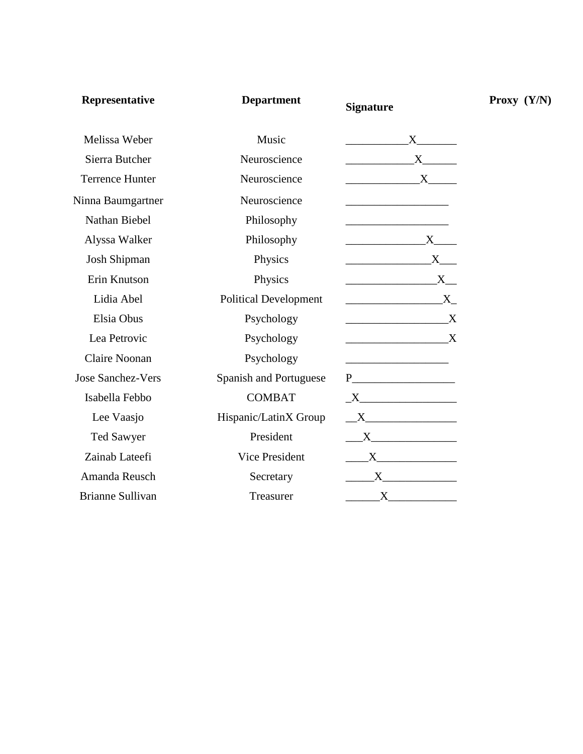| Representative | Department | Signature | Proxy (Y/N) |
|---|---|---|---|
| Melissa Weber | Music | X | |
| Sierra Butcher | Neuroscience | X | |
| Terrence Hunter | Neuroscience | X | |
| Ninna Baumgartner | Neuroscience | | |
| Nathan Biebel | Philosophy | | |
| Alyssa Walker | Philosophy | X | |
| Josh Shipman | Physics | X | |
| Erin Knutson | Physics | X | |
| Lidia Abel | Political Development | X | |
| Elsia Obus | Psychology | X | |
| Lea Petrovic | Psychology | X | |
| Claire Noonan | Psychology | | |
| Jose Sanchez-Vers | Spanish and Portuguese | P | |
| Isabella Febbo | COMBAT | X | |
| Lee Vaasjo | Hispanic/LatinX Group | X | |
| Ted Sawyer | President | X | |
| Zainab Lateefi | Vice President | X | |
| Amanda Reusch | Secretary | X | |
| Brianne Sullivan | Treasurer | X | |